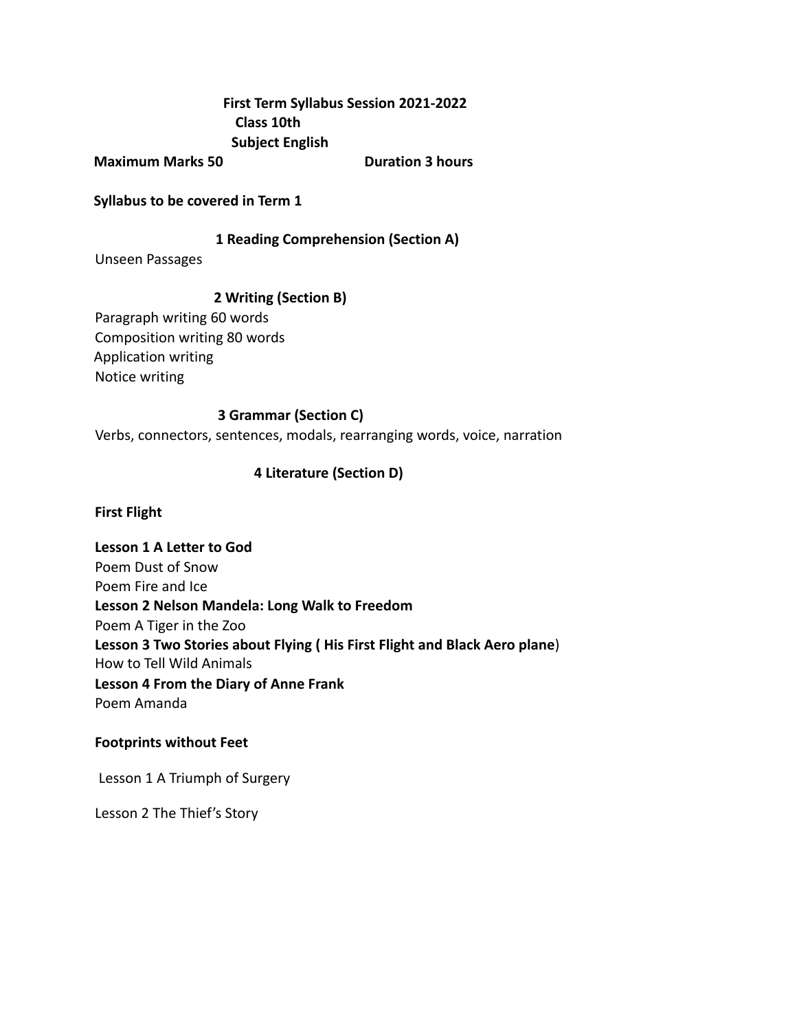**First Term Syllabus Session 2021-2022**

**Class 10th**

**Subject English**

**Maximum Marks 50** **Duration 3 hours**

**Syllabus to be covered in Term 1**

**1 Reading Comprehension (Section A)**

Unseen Passages

**2 Writing (Section B)**

Paragraph writing 60 words
Composition writing 80 words
Application writing
Notice writing

**3 Grammar (Section C)**

Verbs, connectors, sentences, modals, rearranging words, voice, narration

**4 Literature (Section D)**

**First Flight**

**Lesson 1 A Letter to God**
Poem Dust of Snow
Poem Fire and Ice
**Lesson 2 Nelson Mandela: Long Walk to Freedom**
Poem A Tiger in the Zoo
**Lesson 3 Two Stories about Flying ( His First Flight and Black Aero plane**)
How to Tell Wild Animals
**Lesson 4 From the Diary of Anne Frank**
Poem Amanda

**Footprints without Feet**

Lesson 1 A Triumph of Surgery

Lesson 2 The Thief's Story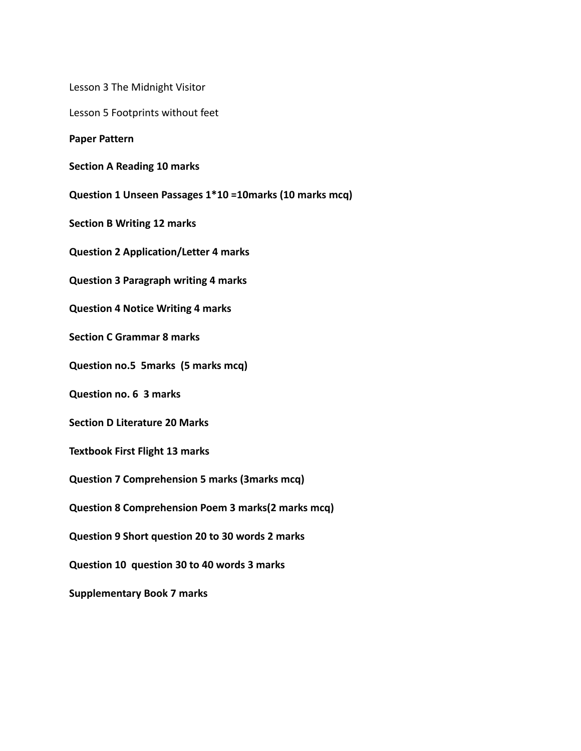Lesson 3 The Midnight Visitor

Lesson 5 Footprints without feet

**Paper Pattern**

**Section A Reading 10 marks**

**Question 1 Unseen Passages 1*10 =10marks (10 marks mcq)**

**Section B Writing 12 marks**

**Question 2 Application/Letter 4 marks**

**Question 3 Paragraph writing 4 marks**

**Question 4 Notice Writing 4 marks**

**Section C Grammar 8 marks**

**Question no.5  5marks  (5 marks mcq)**

**Question no. 6  3 marks**

**Section D Literature 20 Marks**

**Textbook First Flight 13 marks**

**Question 7 Comprehension 5 marks (3marks mcq)**

**Question 8 Comprehension Poem 3 marks(2 marks mcq)**

**Question 9 Short question 20 to 30 words 2 marks**

**Question 10  question 30 to 40 words 3 marks**

**Supplementary Book 7 marks**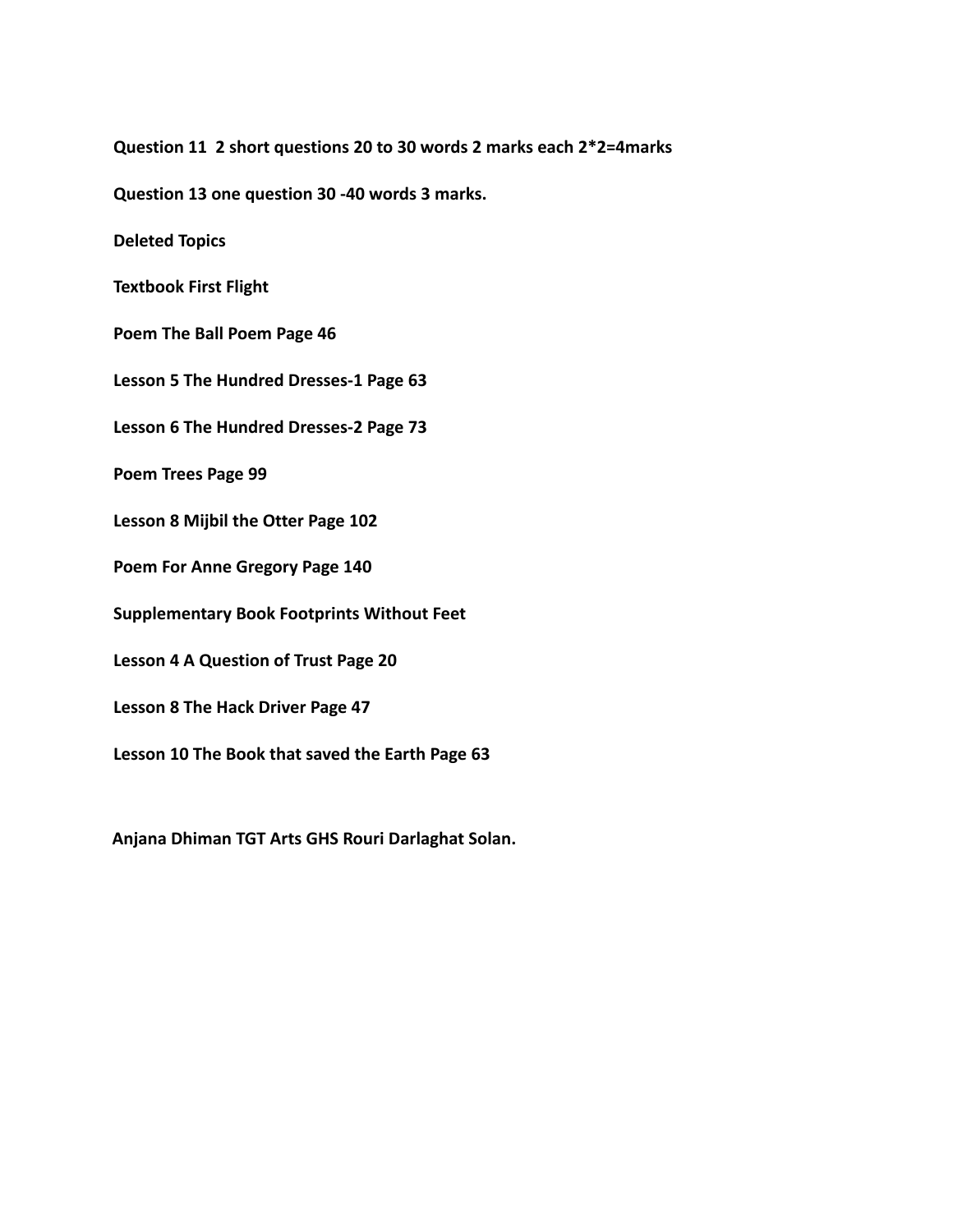**Question 11 2 short questions 20 to 30 words 2 marks each 2*2=4marks**

**Question 13 one question 30 -40 words 3 marks.**

**Deleted Topics**

**Textbook First Flight**

**Poem The Ball Poem Page 46**

**Lesson 5 The Hundred Dresses-1 Page 63**

**Lesson 6 The Hundred Dresses-2 Page 73**

**Poem Trees Page 99**

**Lesson 8 Mijbil the Otter Page 102**

**Poem For Anne Gregory Page 140**

**Supplementary Book Footprints Without Feet**

**Lesson 4 A Question of Trust Page 20**

**Lesson 8 The Hack Driver Page 47**

**Lesson 10 The Book that saved the Earth Page 63**

**Anjana Dhiman TGT Arts GHS Rouri Darlaghat Solan.**